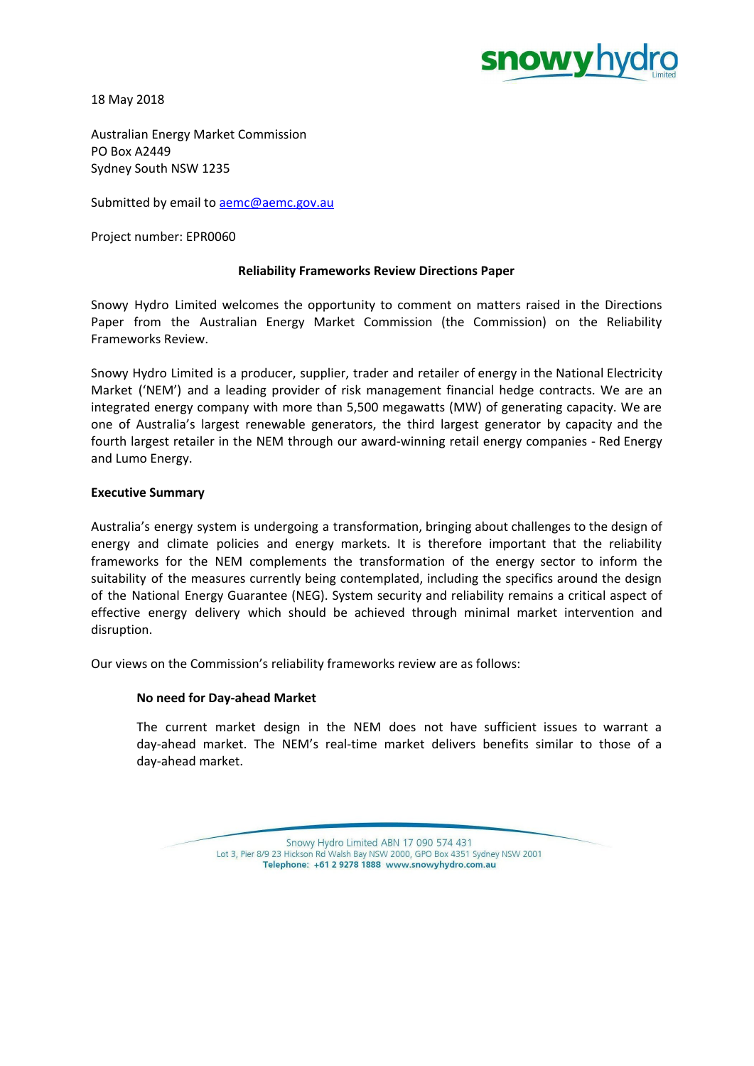18 May 2018

Australian Energy Market Commission
PO Box A2449
Sydney South NSW 1235

Submitted by email to aemc@aemc.gov.au

Project number: EPR0060

**Reliability Frameworks Review Directions Paper**

Snowy Hydro Limited welcomes the opportunity to comment on matters raised in the Directions Paper from the Australian Energy Market Commission (the Commission) on the Reliability Frameworks Review.

Snowy Hydro Limited is a producer, supplier, trader and retailer of energy in the National Electricity Market ('NEM') and a leading provider of risk management financial hedge contracts. We are an integrated energy company with more than 5,500 megawatts (MW) of generating capacity. We are one of Australia's largest renewable generators, the third largest generator by capacity and the fourth largest retailer in the NEM through our award-winning retail energy companies - Red Energy and Lumo Energy.

**Executive Summary**

Australia's energy system is undergoing a transformation, bringing about challenges to the design of energy and climate policies and energy markets. It is therefore important that the reliability frameworks for the NEM complements the transformation of the energy sector to inform the suitability of the measures currently being contemplated, including the specifics around the design of the National Energy Guarantee (NEG). System security and reliability remains a critical aspect of effective energy delivery which should be achieved through minimal market intervention and disruption.

Our views on the Commission's reliability frameworks review are as follows:

**No need for Day-ahead Market**

The current market design in the NEM does not have sufficient issues to warrant a day-ahead market. The NEM's real-time market delivers benefits similar to those of a day-ahead market.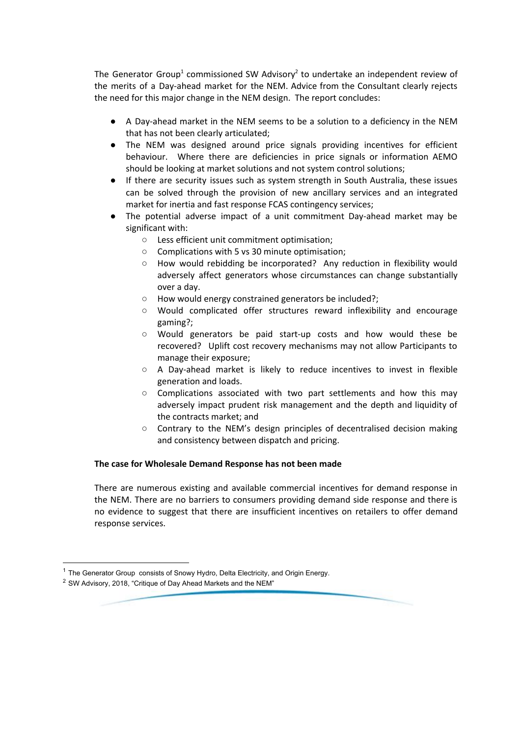The Generator Group[1] commissioned SW Advisory[2] to undertake an independent review of the merits of a Day-ahead market for the NEM. Advice from the Consultant clearly rejects the need for this major change in the NEM design. The report concludes:

- A Day-ahead market in the NEM seems to be a solution to a deficiency in the NEM that has not been clearly articulated;
- The NEM was designed around price signals providing incentives for efficient behaviour. Where there are deficiencies in price signals or information AEMO should be looking at market solutions and not system control solutions;
- If there are security issues such as system strength in South Australia, these issues can be solved through the provision of new ancillary services and an integrated market for inertia and fast response FCAS contingency services;
- The potential adverse impact of a unit commitment Day-ahead market may be significant with:
    - Less efficient unit commitment optimisation;
    - Complications with 5 vs 30 minute optimisation;
    - How would rebidding be incorporated? Any reduction in flexibility would adversely affect generators whose circumstances can change substantially over a day.
    - How would energy constrained generators be included?;
    - Would complicated offer structures reward inflexibility and encourage gaming?;
    - Would generators be paid start-up costs and how would these be recovered? Uplift cost recovery mechanisms may not allow Participants to manage their exposure;
    - A Day-ahead market is likely to reduce incentives to invest in flexible generation and loads.
    - Complications associated with two part settlements and how this may adversely impact prudent risk management and the depth and liquidity of the contracts market; and
    - Contrary to the NEM's design principles of decentralised decision making and consistency between dispatch and pricing.

**The case for Wholesale Demand Response has not been made**

There are numerous existing and available commercial incentives for demand response in the NEM. There are no barriers to consumers providing demand side response and there is no evidence to suggest that there are insufficient incentives on retailers to offer demand response services.

---

[1] The Generator Group consists of Snowy Hydro, Delta Electricity, and Origin Energy.

[2] SW Advisory, 2018, "Critique of Day Ahead Markets and the NEM"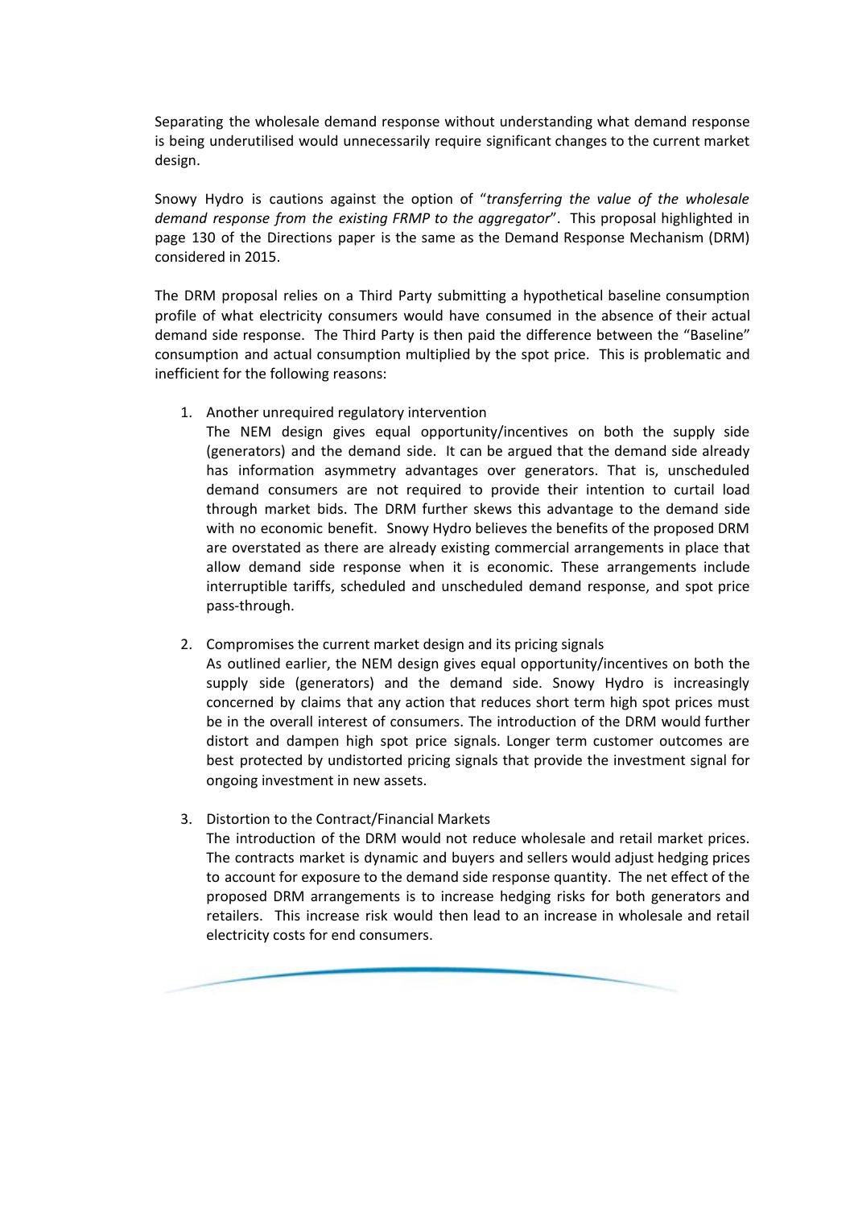Separating the wholesale demand response without understanding what demand response is being underutilised would unnecessarily require significant changes to the current market design.

Snowy Hydro is cautions against the option of "*transferring the value of the wholesale demand response from the existing FRMP to the aggregator*". This proposal highlighted in page 130 of the Directions paper is the same as the Demand Response Mechanism (DRM) considered in 2015.

The DRM proposal relies on a Third Party submitting a hypothetical baseline consumption profile of what electricity consumers would have consumed in the absence of their actual demand side response. The Third Party is then paid the difference between the "Baseline" consumption and actual consumption multiplied by the spot price. This is problematic and inefficient for the following reasons:

1. Another unrequired regulatory intervention
   The NEM design gives equal opportunity/incentives on both the supply side (generators) and the demand side. It can be argued that the demand side already has information asymmetry advantages over generators. That is, unscheduled demand consumers are not required to provide their intention to curtail load through market bids. The DRM further skews this advantage to the demand side with no economic benefit. Snowy Hydro believes the benefits of the proposed DRM are overstated as there are already existing commercial arrangements in place that allow demand side response when it is economic. These arrangements include interruptible tariffs, scheduled and unscheduled demand response, and spot price pass-through.

2. Compromises the current market design and its pricing signals
   As outlined earlier, the NEM design gives equal opportunity/incentives on both the supply side (generators) and the demand side. Snowy Hydro is increasingly concerned by claims that any action that reduces short term high spot prices must be in the overall interest of consumers. The introduction of the DRM would further distort and dampen high spot price signals. Longer term customer outcomes are best protected by undistorted pricing signals that provide the investment signal for ongoing investment in new assets.

3. Distortion to the Contract/Financial Markets
   The introduction of the DRM would not reduce wholesale and retail market prices. The contracts market is dynamic and buyers and sellers would adjust hedging prices to account for exposure to the demand side response quantity. The net effect of the proposed DRM arrangements is to increase hedging risks for both generators and retailers. This increase risk would then lead to an increase in wholesale and retail electricity costs for end consumers.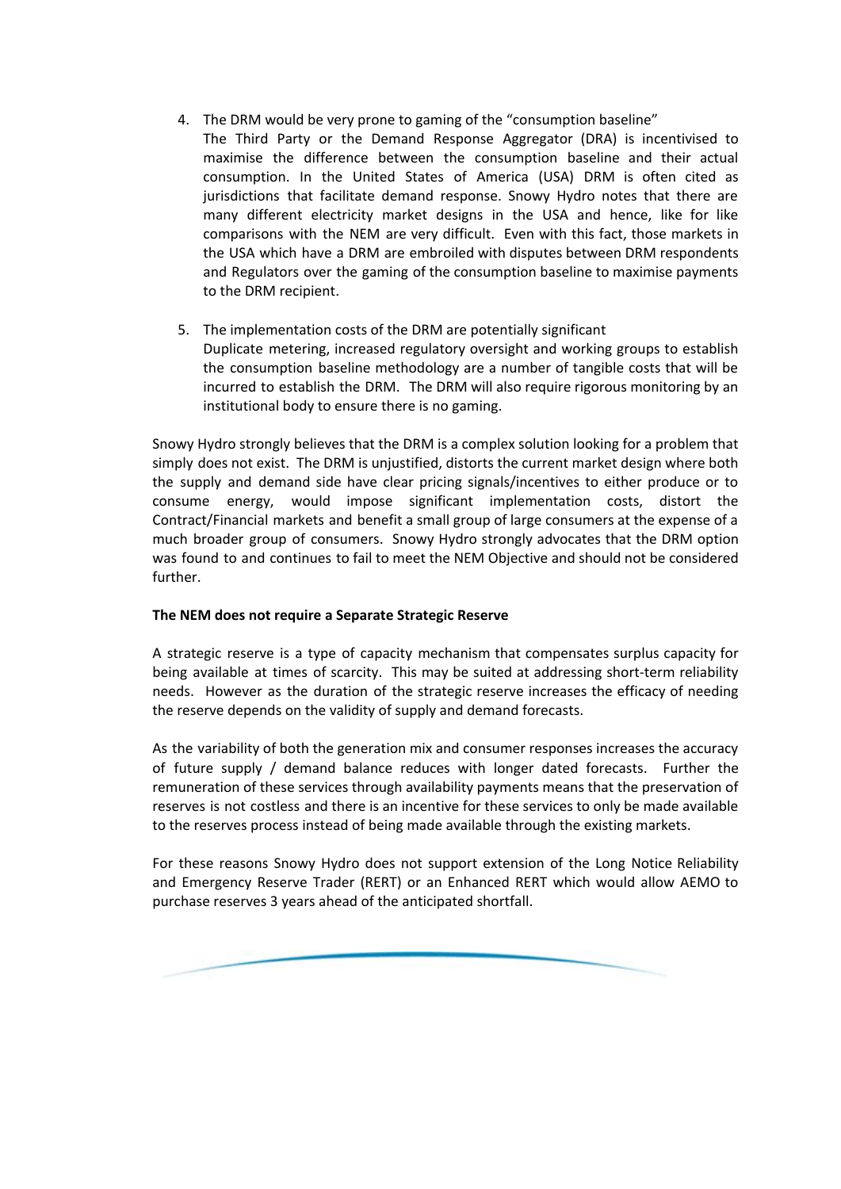4. The DRM would be very prone to gaming of the "consumption baseline"
   The Third Party or the Demand Response Aggregator (DRA) is incentivised to maximise the difference between the consumption baseline and their actual consumption. In the United States of America (USA) DRM is often cited as jurisdictions that facilitate demand response. Snowy Hydro notes that there are many different electricity market designs in the USA and hence, like for like comparisons with the NEM are very difficult. Even with this fact, those markets in the USA which have a DRM are embroiled with disputes between DRM respondents and Regulators over the gaming of the consumption baseline to maximise payments to the DRM recipient.

5. The implementation costs of the DRM are potentially significant
   Duplicate metering, increased regulatory oversight and working groups to establish the consumption baseline methodology are a number of tangible costs that will be incurred to establish the DRM. The DRM will also require rigorous monitoring by an institutional body to ensure there is no gaming.

Snowy Hydro strongly believes that the DRM is a complex solution looking for a problem that simply does not exist. The DRM is unjustified, distorts the current market design where both the supply and demand side have clear pricing signals/incentives to either produce or to consume energy, would impose significant implementation costs, distort the Contract/Financial markets and benefit a small group of large consumers at the expense of a much broader group of consumers. Snowy Hydro strongly advocates that the DRM option was found to and continues to fail to meet the NEM Objective and should not be considered further.

**The NEM does not require a Separate Strategic Reserve**

A strategic reserve is a type of capacity mechanism that compensates surplus capacity for being available at times of scarcity. This may be suited at addressing short-term reliability needs. However as the duration of the strategic reserve increases the efficacy of needing the reserve depends on the validity of supply and demand forecasts.

As the variability of both the generation mix and consumer responses increases the accuracy of future supply / demand balance reduces with longer dated forecasts. Further the remuneration of these services through availability payments means that the preservation of reserves is not costless and there is an incentive for these services to only be made available to the reserves process instead of being made available through the existing markets.

For these reasons Snowy Hydro does not support extension of the Long Notice Reliability and Emergency Reserve Trader (RERT) or an Enhanced RERT which would allow AEMO to purchase reserves 3 years ahead of the anticipated shortfall.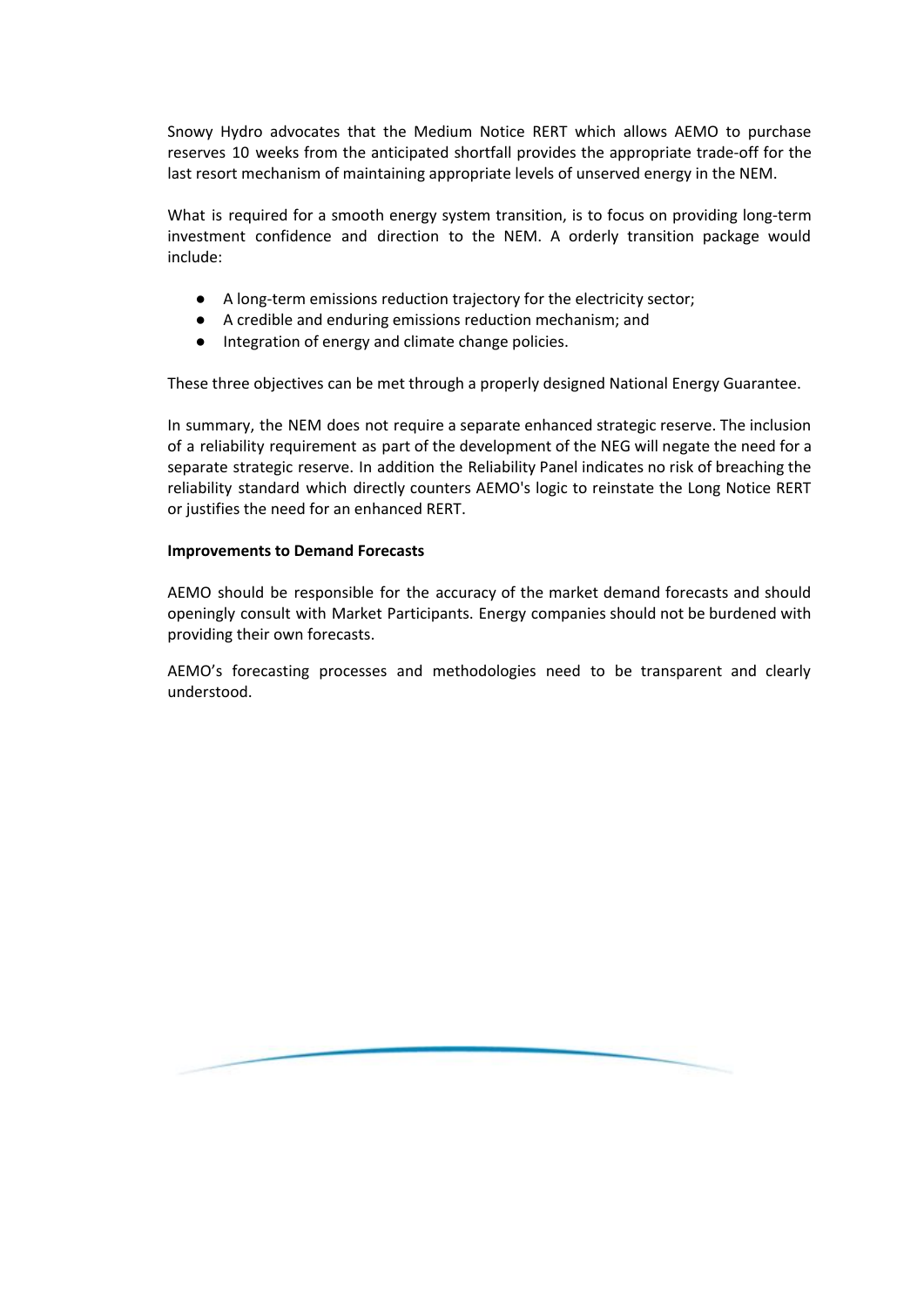Snowy Hydro advocates that the Medium Notice RERT which allows AEMO to purchase reserves 10 weeks from the anticipated shortfall provides the appropriate trade-off for the last resort mechanism of maintaining appropriate levels of unserved energy in the NEM.

What is required for a smooth energy system transition, is to focus on providing long-term investment confidence and direction to the NEM. A orderly transition package would include:

- A long-term emissions reduction trajectory for the electricity sector;
- A credible and enduring emissions reduction mechanism; and
- Integration of energy and climate change policies.

These three objectives can be met through a properly designed National Energy Guarantee.

In summary, the NEM does not require a separate enhanced strategic reserve. The inclusion of a reliability requirement as part of the development of the NEG will negate the need for a separate strategic reserve. In addition the Reliability Panel indicates no risk of breaching the reliability standard which directly counters AEMO's logic to reinstate the Long Notice RERT or justifies the need for an enhanced RERT.

**Improvements to Demand Forecasts**

AEMO should be responsible for the accuracy of the market demand forecasts and should openingly consult with Market Participants. Energy companies should not be burdened with providing their own forecasts.

AEMO's forecasting processes and methodologies need to be transparent and clearly understood.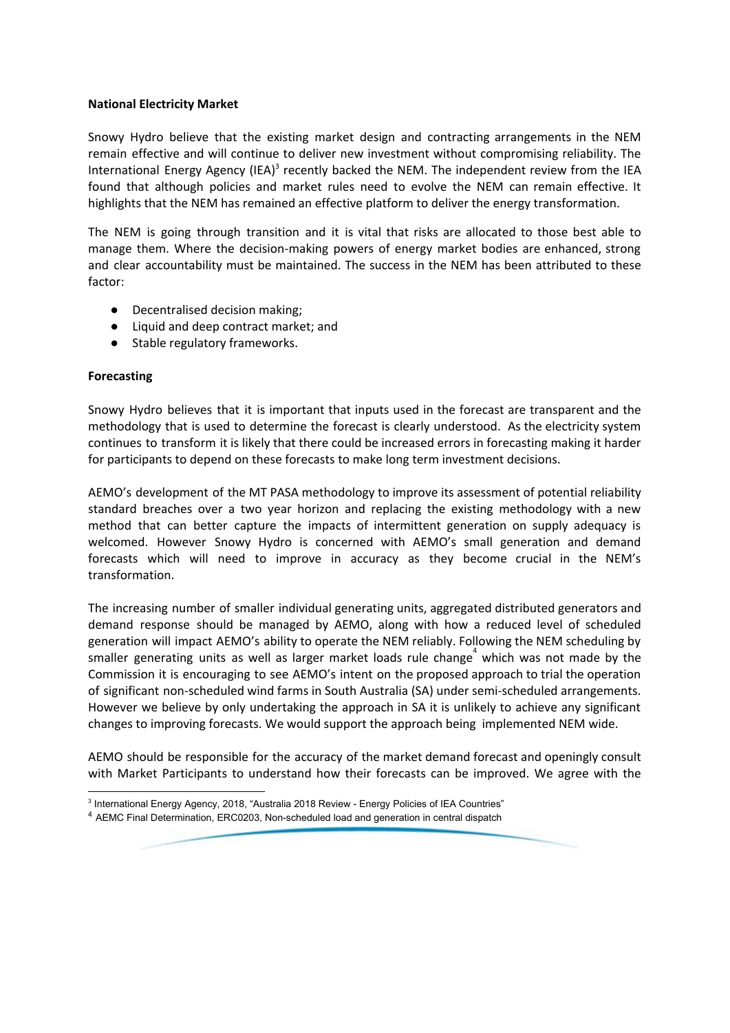**National Electricity Market**

Snowy Hydro believe that the existing market design and contracting arrangements in the NEM remain effective and will continue to deliver new investment without compromising reliability. The International Energy Agency (IEA)[3] recently backed the NEM. The independent review from the IEA found that although policies and market rules need to evolve the NEM can remain effective. It highlights that the NEM has remained an effective platform to deliver the energy transformation.

The NEM is going through transition and it is vital that risks are allocated to those best able to manage them. Where the decision-making powers of energy market bodies are enhanced, strong and clear accountability must be maintained. The success in the NEM has been attributed to these factor:

- Decentralised decision making;
- Liquid and deep contract market; and
- Stable regulatory frameworks.

**Forecasting**

Snowy Hydro believes that it is important that inputs used in the forecast are transparent and the methodology that is used to determine the forecast is clearly understood. As the electricity system continues to transform it is likely that there could be increased errors in forecasting making it harder for participants to depend on these forecasts to make long term investment decisions.

AEMO's development of the MT PASA methodology to improve its assessment of potential reliability standard breaches over a two year horizon and replacing the existing methodology with a new method that can better capture the impacts of intermittent generation on supply adequacy is welcomed. However Snowy Hydro is concerned with AEMO's small generation and demand forecasts which will need to improve in accuracy as they become crucial in the NEM's transformation.

The increasing number of smaller individual generating units, aggregated distributed generators and demand response should be managed by AEMO, along with how a reduced level of scheduled generation will impact AEMO's ability to operate the NEM reliably. Following the NEM scheduling by smaller generating units as well as larger market loads rule change[4] which was not made by the Commission it is encouraging to see AEMO's intent on the proposed approach to trial the operation of significant non-scheduled wind farms in South Australia (SA) under semi-scheduled arrangements. However we believe by only undertaking the approach in SA it is unlikely to achieve any significant changes to improving forecasts. We would support the approach being implemented NEM wide.

AEMO should be responsible for the accuracy of the market demand forecast and openingly consult with Market Participants to understand how their forecasts can be improved. We agree with the

[3] International Energy Agency, 2018, "Australia 2018 Review - Energy Policies of IEA Countries"

[4] AEMC Final Determination, ERC0203, Non-scheduled load and generation in central dispatch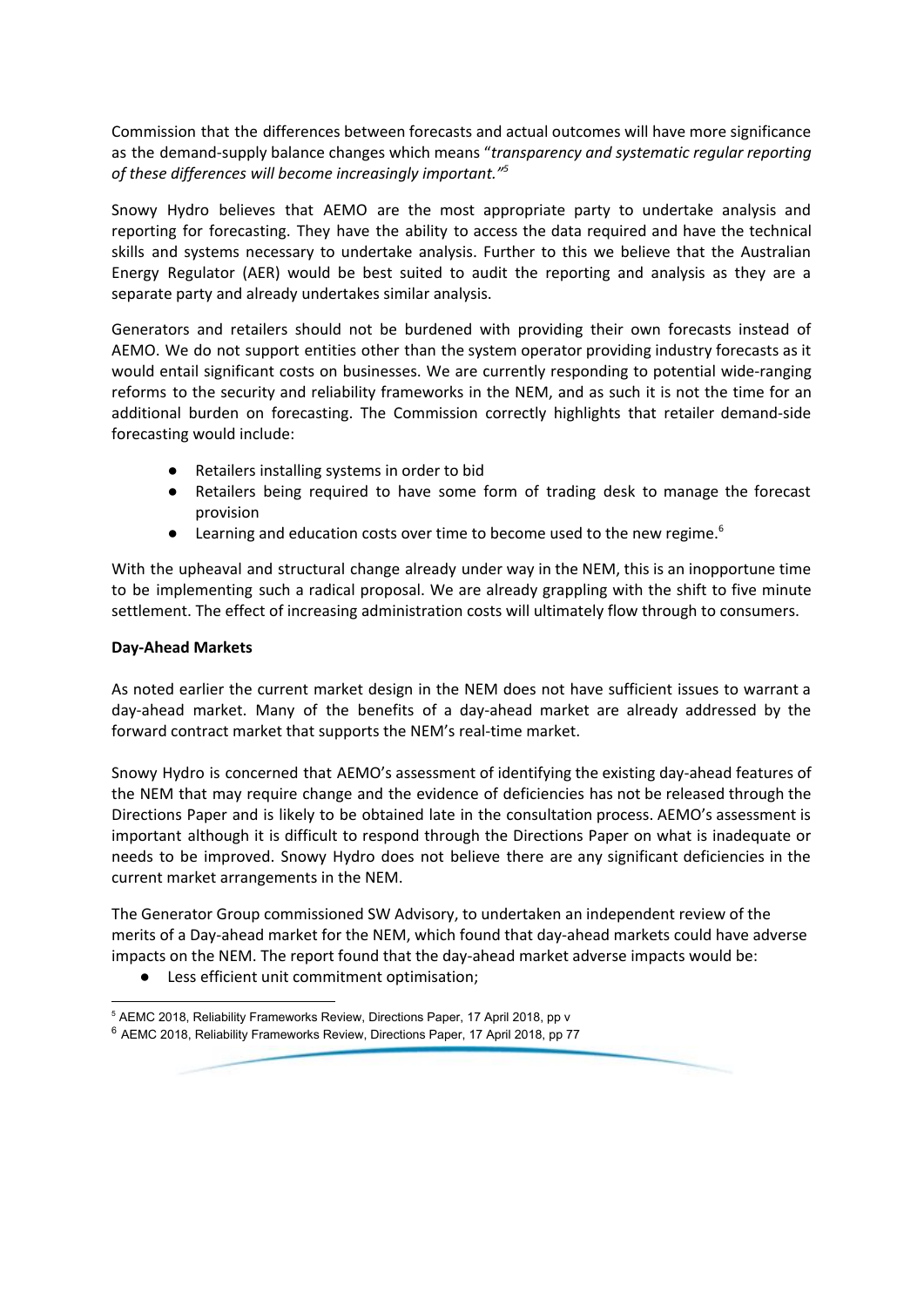Commission that the differences between forecasts and actual outcomes will have more significance as the demand-supply balance changes which means "*transparency and systematic regular reporting of these differences will become increasingly important.*"[5]

Snowy Hydro believes that AEMO are the most appropriate party to undertake analysis and reporting for forecasting. They have the ability to access the data required and have the technical skills and systems necessary to undertake analysis. Further to this we believe that the Australian Energy Regulator (AER) would be best suited to audit the reporting and analysis as they are a separate party and already undertakes similar analysis.

Generators and retailers should not be burdened with providing their own forecasts instead of AEMO. We do not support entities other than the system operator providing industry forecasts as it would entail significant costs on businesses. We are currently responding to potential wide-ranging reforms to the security and reliability frameworks in the NEM, and as such it is not the time for an additional burden on forecasting. The Commission correctly highlights that retailer demand-side forecasting would include:

- Retailers installing systems in order to bid
- Retailers being required to have some form of trading desk to manage the forecast provision
- Learning and education costs over time to become used to the new regime.[6]

With the upheaval and structural change already under way in the NEM, this is an inopportune time to be implementing such a radical proposal. We are already grappling with the shift to five minute settlement. The effect of increasing administration costs will ultimately flow through to consumers.

**Day-Ahead Markets**

As noted earlier the current market design in the NEM does not have sufficient issues to warrant a day-ahead market. Many of the benefits of a day-ahead market are already addressed by the forward contract market that supports the NEM's real-time market.

Snowy Hydro is concerned that AEMO's assessment of identifying the existing day-ahead features of the NEM that may require change and the evidence of deficiencies has not be released through the Directions Paper and is likely to be obtained late in the consultation process. AEMO's assessment is important although it is difficult to respond through the Directions Paper on what is inadequate or needs to be improved. Snowy Hydro does not believe there are any significant deficiencies in the current market arrangements in the NEM.

The Generator Group commissioned SW Advisory, to undertaken an independent review of the merits of a Day-ahead market for the NEM, which found that day-ahead markets could have adverse impacts on the NEM. The report found that the day-ahead market adverse impacts would be:

- Less efficient unit commitment optimisation;

---

[5] AEMC 2018, Reliability Frameworks Review, Directions Paper, 17 April 2018, pp v

[6] AEMC 2018, Reliability Frameworks Review, Directions Paper, 17 April 2018, pp 77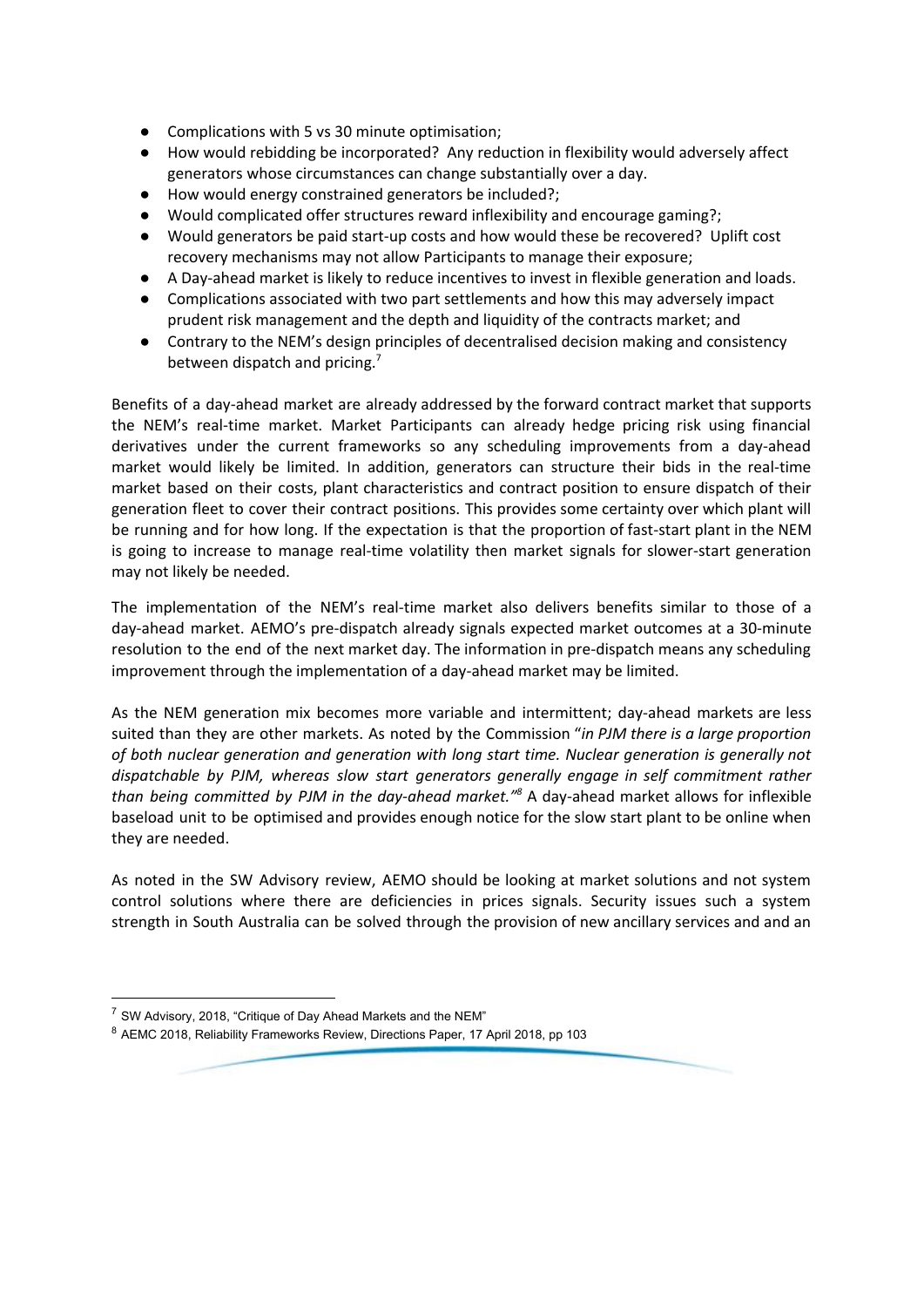- Complications with 5 vs 30 minute optimisation;
- How would rebidding be incorporated? Any reduction in flexibility would adversely affect generators whose circumstances can change substantially over a day.
- How would energy constrained generators be included?;
- Would complicated offer structures reward inflexibility and encourage gaming?;
- Would generators be paid start-up costs and how would these be recovered? Uplift cost recovery mechanisms may not allow Participants to manage their exposure;
- A Day-ahead market is likely to reduce incentives to invest in flexible generation and loads.
- Complications associated with two part settlements and how this may adversely impact prudent risk management and the depth and liquidity of the contracts market; and
- Contrary to the NEM's design principles of decentralised decision making and consistency between dispatch and pricing.[7]

Benefits of a day-ahead market are already addressed by the forward contract market that supports the NEM's real-time market. Market Participants can already hedge pricing risk using financial derivatives under the current frameworks so any scheduling improvements from a day-ahead market would likely be limited. In addition, generators can structure their bids in the real-time market based on their costs, plant characteristics and contract position to ensure dispatch of their generation fleet to cover their contract positions. This provides some certainty over which plant will be running and for how long. If the expectation is that the proportion of fast-start plant in the NEM is going to increase to manage real-time volatility then market signals for slower-start generation may not likely be needed.

The implementation of the NEM's real-time market also delivers benefits similar to those of a day-ahead market. AEMO's pre-dispatch already signals expected market outcomes at a 30-minute resolution to the end of the next market day. The information in pre-dispatch means any scheduling improvement through the implementation of a day-ahead market may be limited.

As the NEM generation mix becomes more variable and intermittent; day-ahead markets are less suited than they are other markets. As noted by the Commission "*in PJM there is a large proportion of both nuclear generation and generation with long start time. Nuclear generation is generally not dispatchable by PJM, whereas slow start generators generally engage in self commitment rather than being committed by PJM in the day-ahead market."*[8] A day-ahead market allows for inflexible baseload unit to be optimised and provides enough notice for the slow start plant to be online when they are needed.

As noted in the SW Advisory review, AEMO should be looking at market solutions and not system control solutions where there are deficiencies in prices signals. Security issues such a system strength in South Australia can be solved through the provision of new ancillary services and and an

---

[7] SW Advisory, 2018, "Critique of Day Ahead Markets and the NEM"

[8] AEMC 2018, Reliability Frameworks Review, Directions Paper, 17 April 2018, pp 103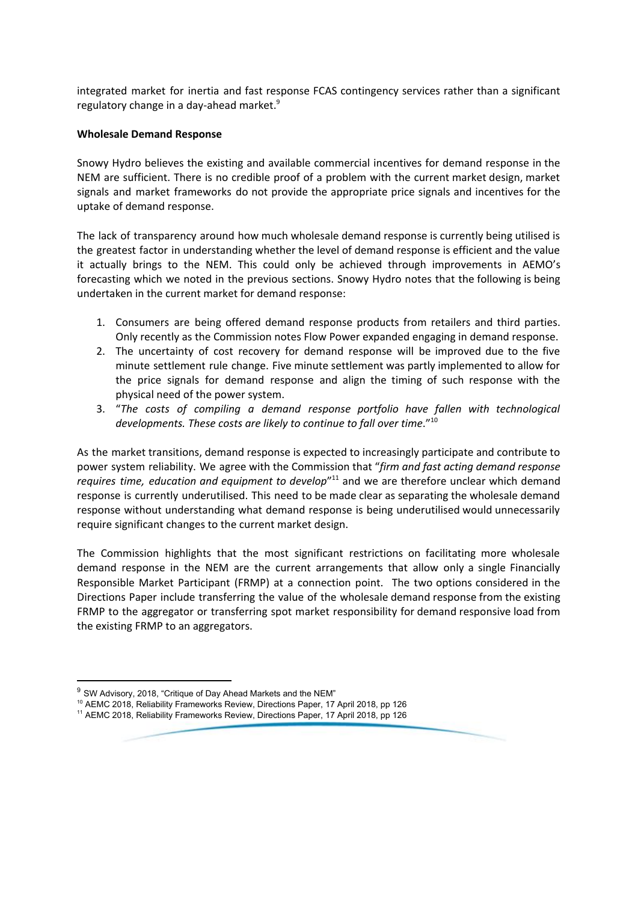integrated market for inertia and fast response FCAS contingency services rather than a significant regulatory change in a day-ahead market.[9]

**Wholesale Demand Response**

Snowy Hydro believes the existing and available commercial incentives for demand response in the NEM are sufficient. There is no credible proof of a problem with the current market design, market signals and market frameworks do not provide the appropriate price signals and incentives for the uptake of demand response.

The lack of transparency around how much wholesale demand response is currently being utilised is the greatest factor in understanding whether the level of demand response is efficient and the value it actually brings to the NEM. This could only be achieved through improvements in AEMO's forecasting which we noted in the previous sections. Snowy Hydro notes that the following is being undertaken in the current market for demand response:

1. Consumers are being offered demand response products from retailers and third parties. Only recently as the Commission notes Flow Power expanded engaging in demand response.
2. The uncertainty of cost recovery for demand response will be improved due to the five minute settlement rule change. Five minute settlement was partly implemented to allow for the price signals for demand response and align the timing of such response with the physical need of the power system.
3. "*The costs of compiling a demand response portfolio have fallen with technological developments. These costs are likely to continue to fall over time*."[10]

As the market transitions, demand response is expected to increasingly participate and contribute to power system reliability. We agree with the Commission that "*firm and fast acting demand response requires time, education and equipment to develop*"[11] and we are therefore unclear which demand response is currently underutilised. This need to be made clear as separating the wholesale demand response without understanding what demand response is being underutilised would unnecessarily require significant changes to the current market design.

The Commission highlights that the most significant restrictions on facilitating more wholesale demand response in the NEM are the current arrangements that allow only a single Financially Responsible Market Participant (FRMP) at a connection point. The two options considered in the Directions Paper include transferring the value of the wholesale demand response from the existing FRMP to the aggregator or transferring spot market responsibility for demand responsive load from the existing FRMP to an aggregators.

---

[9] SW Advisory, 2018, "Critique of Day Ahead Markets and the NEM"

[10] AEMC 2018, Reliability Frameworks Review, Directions Paper, 17 April 2018, pp 126

[11] AEMC 2018, Reliability Frameworks Review, Directions Paper, 17 April 2018, pp 126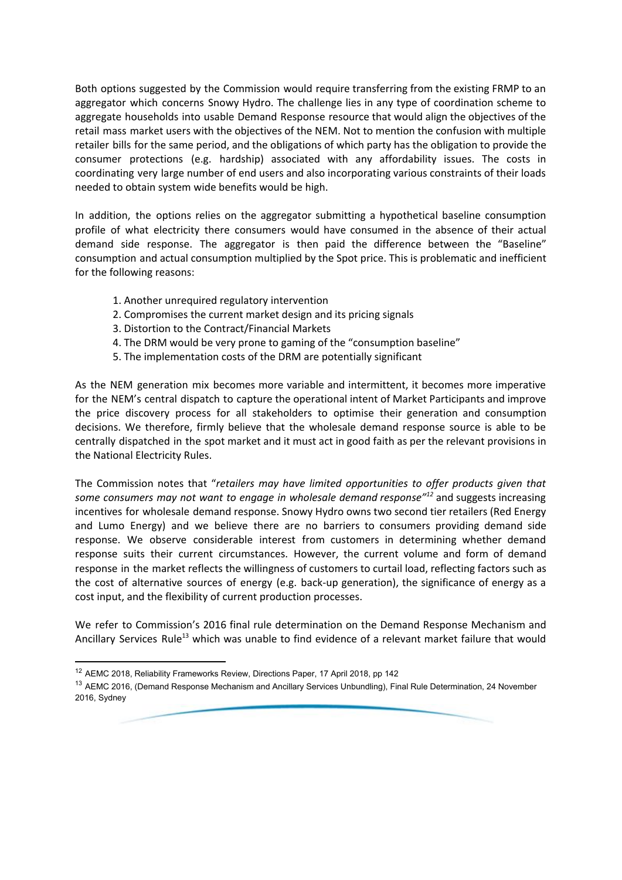Both options suggested by the Commission would require transferring from the existing FRMP to an aggregator which concerns Snowy Hydro. The challenge lies in any type of coordination scheme to aggregate households into usable Demand Response resource that would align the objectives of the retail mass market users with the objectives of the NEM. Not to mention the confusion with multiple retailer bills for the same period, and the obligations of which party has the obligation to provide the consumer protections (e.g. hardship) associated with any affordability issues. The costs in coordinating very large number of end users and also incorporating various constraints of their loads needed to obtain system wide benefits would be high.

In addition, the options relies on the aggregator submitting a hypothetical baseline consumption profile of what electricity there consumers would have consumed in the absence of their actual demand side response. The aggregator is then paid the difference between the "Baseline" consumption and actual consumption multiplied by the Spot price. This is problematic and inefficient for the following reasons:

1. Another unrequired regulatory intervention
2. Compromises the current market design and its pricing signals
3. Distortion to the Contract/Financial Markets
4. The DRM would be very prone to gaming of the "consumption baseline"
5. The implementation costs of the DRM are potentially significant

As the NEM generation mix becomes more variable and intermittent, it becomes more imperative for the NEM's central dispatch to capture the operational intent of Market Participants and improve the price discovery process for all stakeholders to optimise their generation and consumption decisions. We therefore, firmly believe that the wholesale demand response source is able to be centrally dispatched in the spot market and it must act in good faith as per the relevant provisions in the National Electricity Rules.

The Commission notes that "*retailers may have limited opportunities to offer products given that some consumers may not want to engage in wholesale demand response*"[12] and suggests increasing incentives for wholesale demand response. Snowy Hydro owns two second tier retailers (Red Energy and Lumo Energy) and we believe there are no barriers to consumers providing demand side response. We observe considerable interest from customers in determining whether demand response suits their current circumstances. However, the current volume and form of demand response in the market reflects the willingness of customers to curtail load, reflecting factors such as the cost of alternative sources of energy (e.g. back-up generation), the significance of energy as a cost input, and the flexibility of current production processes.

We refer to Commission's 2016 final rule determination on the Demand Response Mechanism and Ancillary Services Rule[13] which was unable to find evidence of a relevant market failure that would

---

[12] AEMC 2018, Reliability Frameworks Review, Directions Paper, 17 April 2018, pp 142

[13] AEMC 2016, (Demand Response Mechanism and Ancillary Services Unbundling), Final Rule Determination, 24 November 2016, Sydney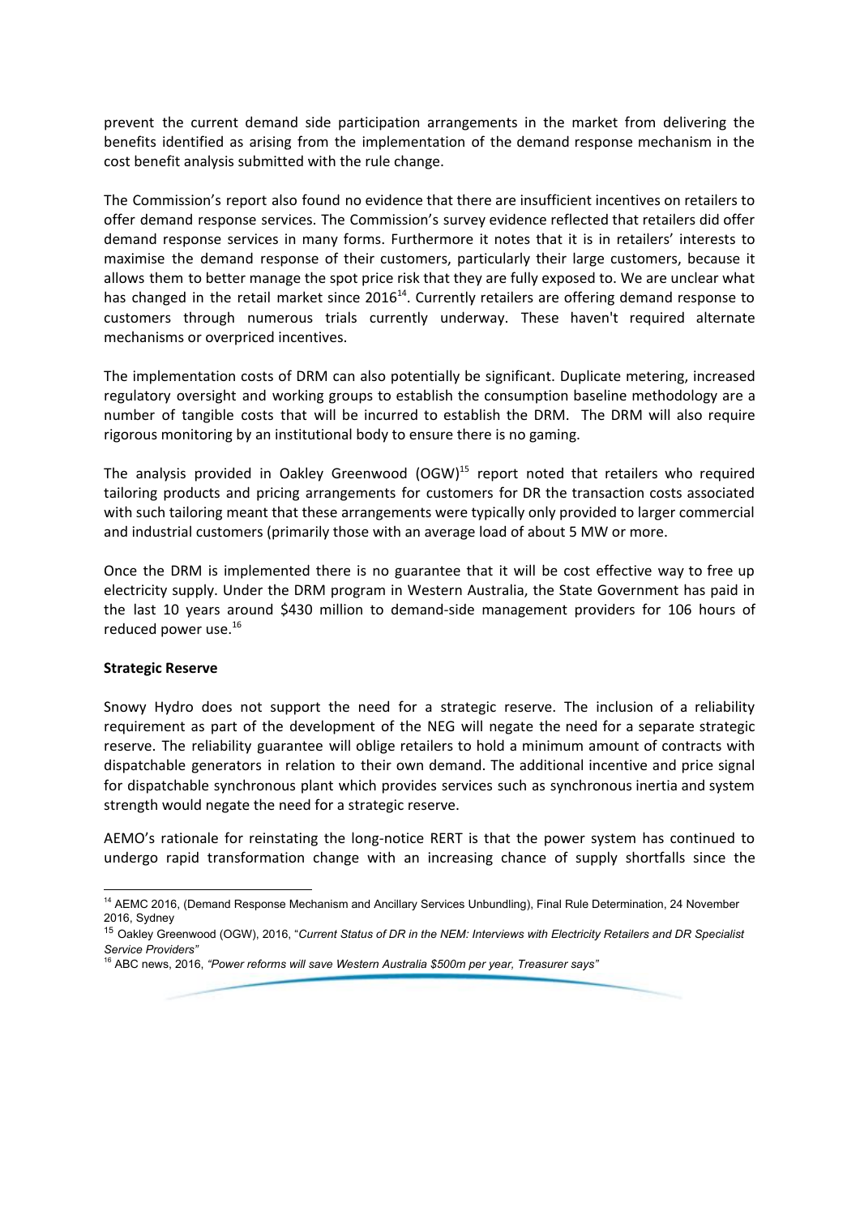prevent the current demand side participation arrangements in the market from delivering the benefits identified as arising from the implementation of the demand response mechanism in the cost benefit analysis submitted with the rule change.

The Commission's report also found no evidence that there are insufficient incentives on retailers to offer demand response services. The Commission's survey evidence reflected that retailers did offer demand response services in many forms. Furthermore it notes that it is in retailers' interests to maximise the demand response of their customers, particularly their large customers, because it allows them to better manage the spot price risk that they are fully exposed to. We are unclear what has changed in the retail market since 2016[14]. Currently retailers are offering demand response to customers through numerous trials currently underway. These haven't required alternate mechanisms or overpriced incentives.

The implementation costs of DRM can also potentially be significant. Duplicate metering, increased regulatory oversight and working groups to establish the consumption baseline methodology are a number of tangible costs that will be incurred to establish the DRM. The DRM will also require rigorous monitoring by an institutional body to ensure there is no gaming.

The analysis provided in Oakley Greenwood (OGW)[15] report noted that retailers who required tailoring products and pricing arrangements for customers for DR the transaction costs associated with such tailoring meant that these arrangements were typically only provided to larger commercial and industrial customers (primarily those with an average load of about 5 MW or more.

Once the DRM is implemented there is no guarantee that it will be cost effective way to free up electricity supply. Under the DRM program in Western Australia, the State Government has paid in the last 10 years around \$430 million to demand-side management providers for 106 hours of reduced power use.[16]

**Strategic Reserve**

Snowy Hydro does not support the need for a strategic reserve. The inclusion of a reliability requirement as part of the development of the NEG will negate the need for a separate strategic reserve. The reliability guarantee will oblige retailers to hold a minimum amount of contracts with dispatchable generators in relation to their own demand. The additional incentive and price signal for dispatchable synchronous plant which provides services such as synchronous inertia and system strength would negate the need for a strategic reserve.

AEMO's rationale for reinstating the long-notice RERT is that the power system has continued to undergo rapid transformation change with an increasing chance of supply shortfalls since the

---

[14] AEMC 2016, (Demand Response Mechanism and Ancillary Services Unbundling), Final Rule Determination, 24 November 2016, Sydney

[15] Oakley Greenwood (OGW), 2016, "*Current Status of DR in the NEM: Interviews with Electricity Retailers and DR Specialist Service Providers*"

[16] ABC news, 2016, *"Power reforms will save Western Australia \$500m per year, Treasurer says"*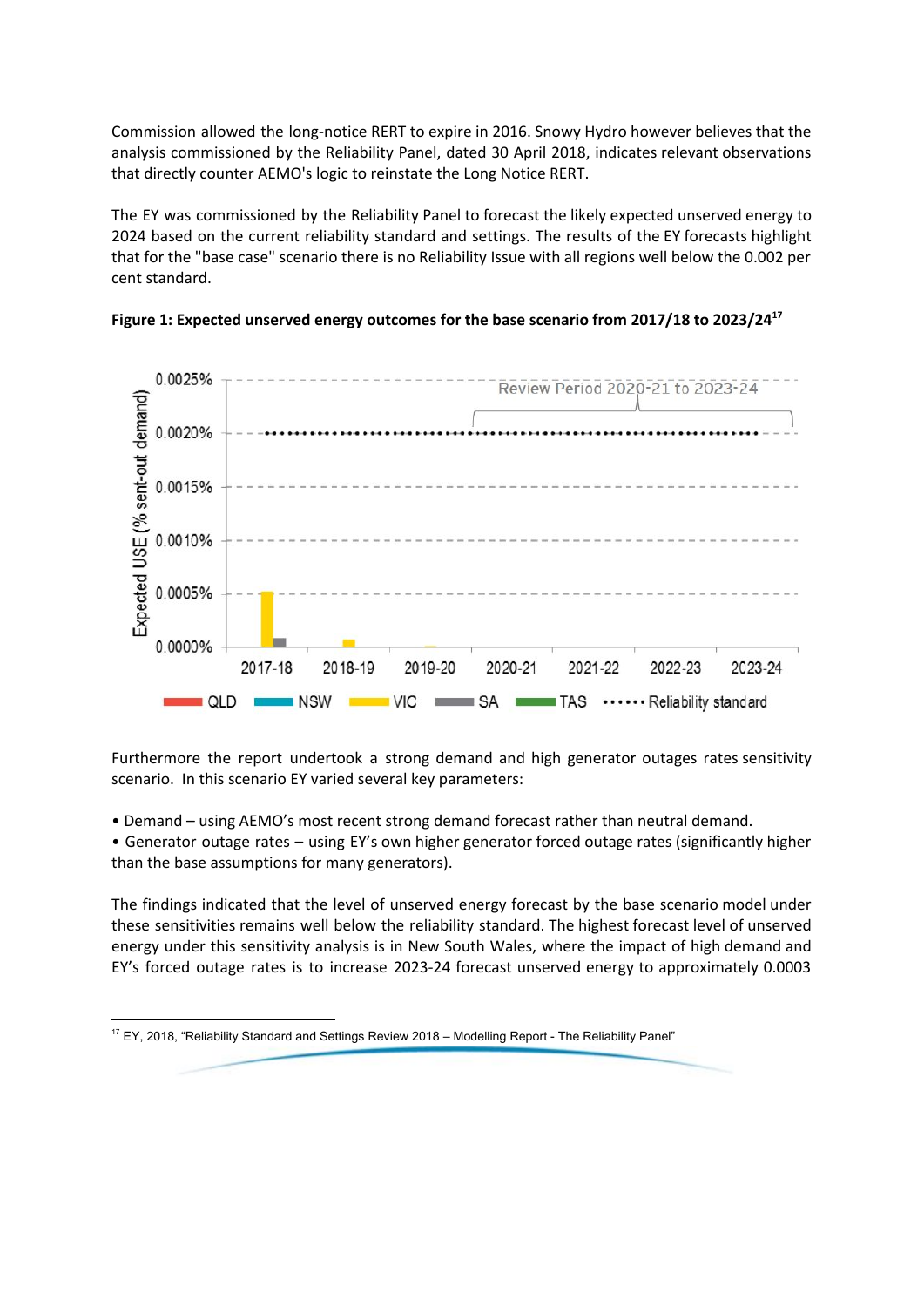Commission allowed the long-notice RERT to expire in 2016. Snowy Hydro however believes that the analysis commissioned by the Reliability Panel, dated 30 April 2018, indicates relevant observations that directly counter AEMO's logic to reinstate the Long Notice RERT.

The EY was commissioned by the Reliability Panel to forecast the likely expected unserved energy to 2024 based on the current reliability standard and settings. The results of the EY forecasts highlight that for the "base case" scenario there is no Reliability Issue with all regions well below the 0.002 per cent standard.

**Figure 1: Expected unserved energy outcomes for the base scenario from 2017/18 to 2023/24**[17]

Furthermore the report undertook a strong demand and high generator outages rates sensitivity scenario. In this scenario EY varied several key parameters:

- Demand – using AEMO's most recent strong demand forecast rather than neutral demand.
- Generator outage rates – using EY's own higher generator forced outage rates (significantly higher than the base assumptions for many generators).

The findings indicated that the level of unserved energy forecast by the base scenario model under these sensitivities remains well below the reliability standard. The highest forecast level of unserved energy under this sensitivity analysis is in New South Wales, where the impact of high demand and EY's forced outage rates is to increase 2023-24 forecast unserved energy to approximately 0.0003

---

[17] EY, 2018, "Reliability Standard and Settings Review 2018 – Modelling Report - The Reliability Panel"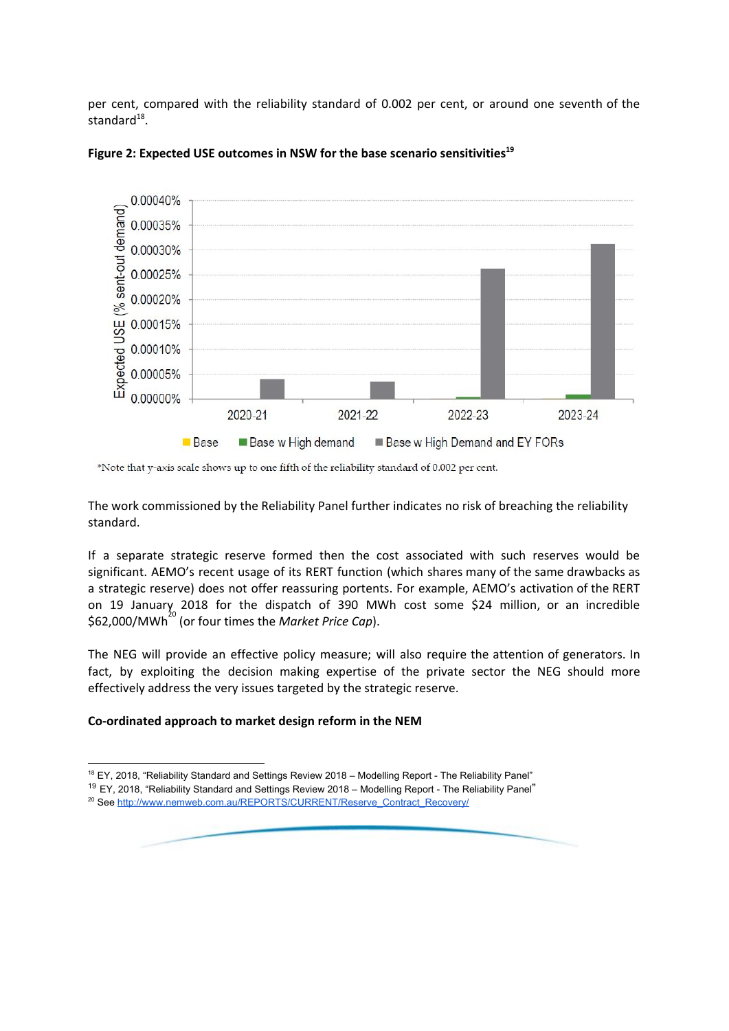per cent, compared with the reliability standard of 0.002 per cent, or around one seventh of the standard[18].

**Figure 2: Expected USE outcomes in NSW for the base scenario sensitivities[19]**

*Note that y-axis scale shows up to one fifth of the reliability standard of 0.002 per cent.

The work commissioned by the Reliability Panel further indicates no risk of breaching the reliability standard.

If a separate strategic reserve formed then the cost associated with such reserves would be significant. AEMO's recent usage of its RERT function (which shares many of the same drawbacks as a strategic reserve) does not offer reassuring portents. For example, AEMO's activation of the RERT on 19 January 2018 for the dispatch of 390 MWh cost some $24 million, or an incredible $62,000/MWh[20] (or four times the *Market Price Cap*).

The NEG will provide an effective policy measure; will also require the attention of generators. In fact, by exploiting the decision making expertise of the private sector the NEG should more effectively address the very issues targeted by the strategic reserve.

**Co-ordinated approach to market design reform in the NEM**

[18] EY, 2018, "Reliability Standard and Settings Review 2018 – Modelling Report - The Reliability Panel"

[19] EY, 2018, "Reliability Standard and Settings Review 2018 – Modelling Report - The Reliability Panel"

[20] See http://www.nemweb.com.au/REPORTS/CURRENT/Reserve_Contract_Recovery/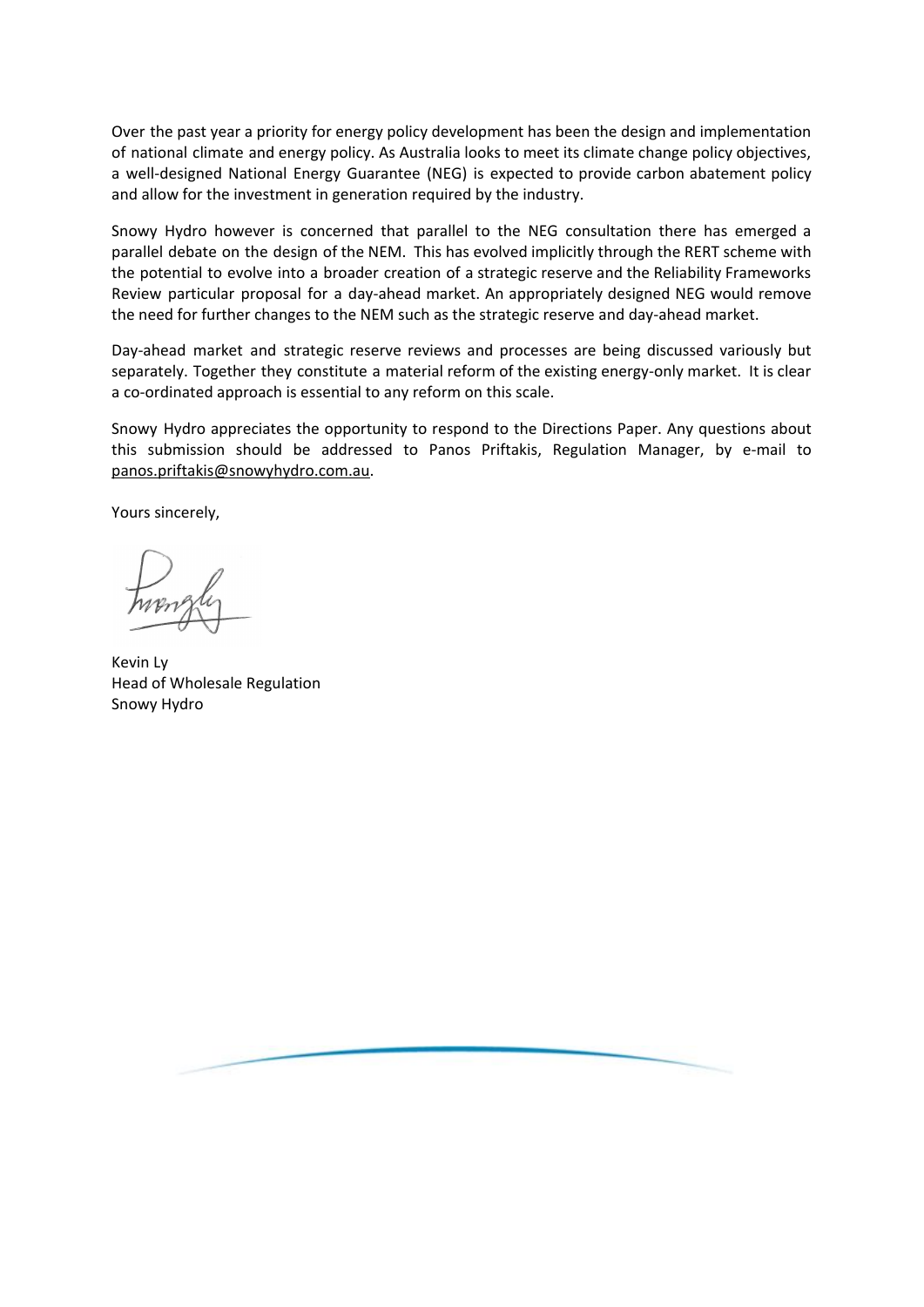Over the past year a priority for energy policy development has been the design and implementation of national climate and energy policy. As Australia looks to meet its climate change policy objectives, a well-designed National Energy Guarantee (NEG) is expected to provide carbon abatement policy and allow for the investment in generation required by the industry.

Snowy Hydro however is concerned that parallel to the NEG consultation there has emerged a parallel debate on the design of the NEM. This has evolved implicitly through the RERT scheme with the potential to evolve into a broader creation of a strategic reserve and the Reliability Frameworks Review particular proposal for a day-ahead market. An appropriately designed NEG would remove the need for further changes to the NEM such as the strategic reserve and day-ahead market.

Day-ahead market and strategic reserve reviews and processes are being discussed variously but separately. Together they constitute a material reform of the existing energy-only market. It is clear a co-ordinated approach is essential to any reform on this scale.

Snowy Hydro appreciates the opportunity to respond to the Directions Paper. Any questions about this submission should be addressed to Panos Priftakis, Regulation Manager, by e-mail to panos.priftakis@snowyhydro.com.au.

Yours sincerely,

Kevin Ly
Head of Wholesale Regulation
Snowy Hydro